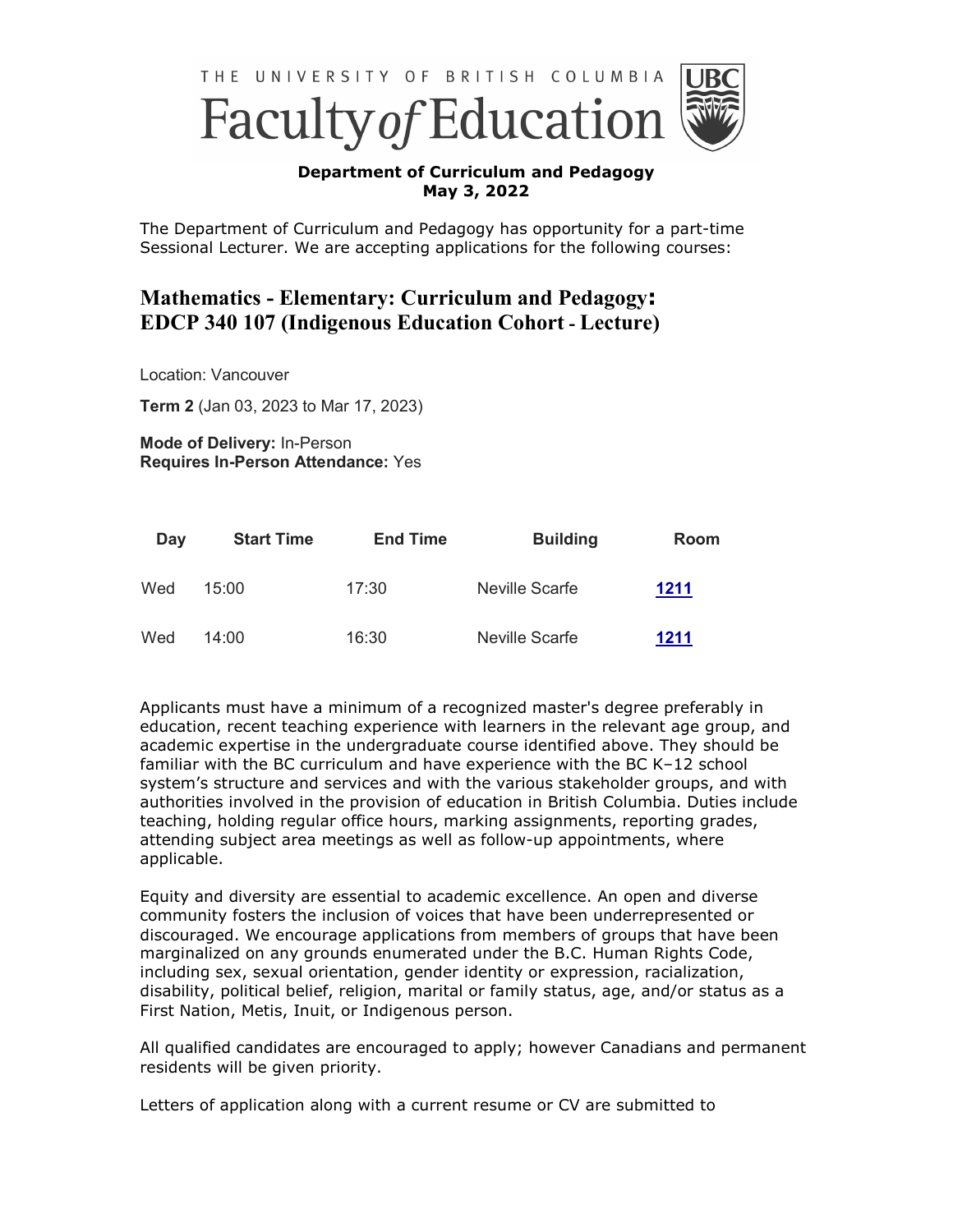THE UNIVERSITY OF BRITISH COLUMBIA

# Faculty of Education

**Department of Curriculum and Pedagogy**
**May 3, 2022**

The Department of Curriculum and Pedagogy has opportunity for a part-time Sessional Lecturer. We are accepting applications for the following courses:

## Mathematics - Elementary: Curriculum and Pedagogy: EDCP 340 107 (Indigenous Education Cohort - Lecture)

Location: Vancouver

**Term 2** (Jan 03, 2023 to Mar 17, 2023)

**Mode of Delivery:** In-Person
**Requires In-Person Attendance:** Yes

| Day | Start Time | End Time | Building | Room |
|---|---|---|---|---|
| Wed | 15:00 | 17:30 | Neville Scarfe | 1211 |
| Wed | 14:00 | 16:30 | Neville Scarfe | 1211 |

Applicants must have a minimum of a recognized master's degree preferably in education, recent teaching experience with learners in the relevant age group, and academic expertise in the undergraduate course identified above. They should be familiar with the BC curriculum and have experience with the BC K–12 school system's structure and services and with the various stakeholder groups, and with authorities involved in the provision of education in British Columbia. Duties include teaching, holding regular office hours, marking assignments, reporting grades, attending subject area meetings as well as follow-up appointments, where applicable.

Equity and diversity are essential to academic excellence. An open and diverse community fosters the inclusion of voices that have been underrepresented or discouraged. We encourage applications from members of groups that have been marginalized on any grounds enumerated under the B.C. Human Rights Code, including sex, sexual orientation, gender identity or expression, racialization, disability, political belief, religion, marital or family status, age, and/or status as a First Nation, Metis, Inuit, or Indigenous person.

All qualified candidates are encouraged to apply; however Canadians and permanent residents will be given priority.

Letters of application along with a current resume or CV are submitted to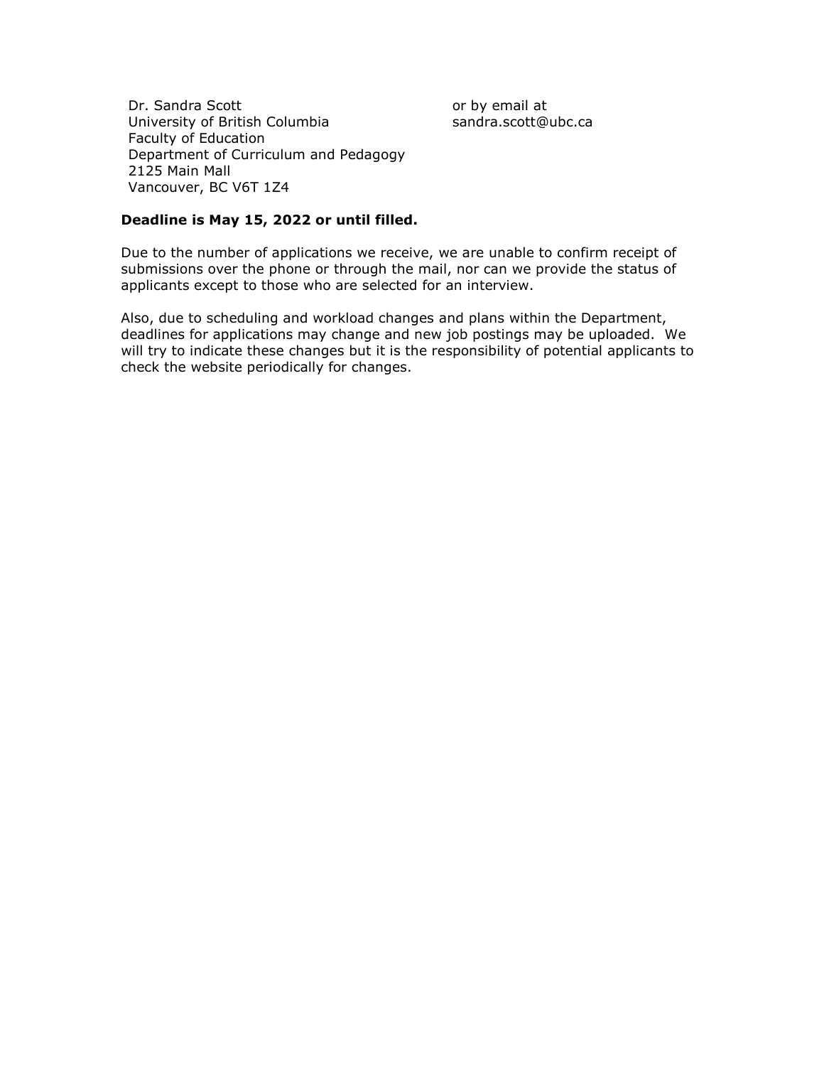Dr. Sandra Scott  
University of British Columbia  
Faculty of Education  
Department of Curriculum and Pedagogy  
2125 Main Mall  
Vancouver, BC V6T 1Z4

or by email at  
sandra.scott@ubc.ca

**Deadline is May 15, 2022 or until filled.**

Due to the number of applications we receive, we are unable to confirm receipt of submissions over the phone or through the mail, nor can we provide the status of applicants except to those who are selected for an interview.

Also, due to scheduling and workload changes and plans within the Department, deadlines for applications may change and new job postings may be uploaded. We will try to indicate these changes but it is the responsibility of potential applicants to check the website periodically for changes.